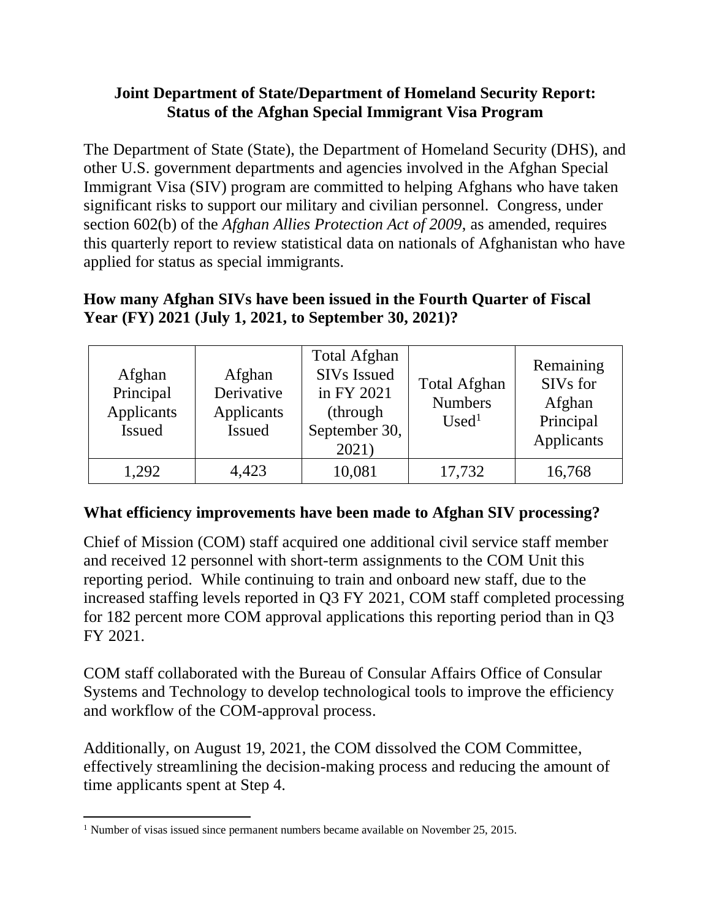# Joint Department of State/Department of Homeland Security Report: Status of the Afghan Special Immigrant Visa Program

The Department of State (State), the Department of Homeland Security (DHS), and other U.S. government departments and agencies involved in the Afghan Special Immigrant Visa (SIV) program are committed to helping Afghans who have taken significant risks to support our military and civilian personnel. Congress, under section 602(b) of the *Afghan Allies Protection Act of 2009*, as amended, requires this quarterly report to review statistical data on nationals of Afghanistan who have applied for status as special immigrants.

## How many Afghan SIVs have been issued in the Fourth Quarter of Fiscal Year (FY) 2021 (July 1, 2021, to September 30, 2021)?

| Afghan Principal Applicants Issued | Afghan Derivative Applicants Issued | Total Afghan SIVs Issued in FY 2021 (through September 30, 2021) | Total Afghan Numbers Used[1] | Remaining SIVs for Afghan Principal Applicants |
|---|---|---|---|---|
| 1,292 | 4,423 | 10,081 | 17,732 | 16,768 |

## What efficiency improvements have been made to Afghan SIV processing?

Chief of Mission (COM) staff acquired one additional civil service staff member and received 12 personnel with short-term assignments to the COM Unit this reporting period. While continuing to train and onboard new staff, due to the increased staffing levels reported in Q3 FY 2021, COM staff completed processing for 182 percent more COM approval applications this reporting period than in Q3 FY 2021.

COM staff collaborated with the Bureau of Consular Affairs Office of Consular Systems and Technology to develop technological tools to improve the efficiency and workflow of the COM-approval process.

Additionally, on August 19, 2021, the COM dissolved the COM Committee, effectively streamlining the decision-making process and reducing the amount of time applicants spent at Step 4.

[1] Number of visas issued since permanent numbers became available on November 25, 2015.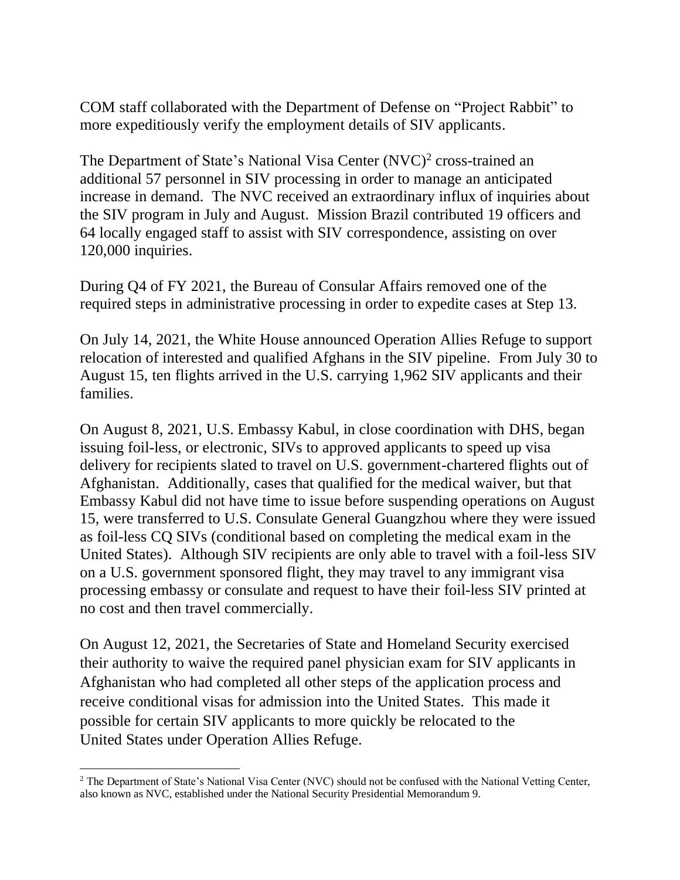COM staff collaborated with the Department of Defense on "Project Rabbit" to more expeditiously verify the employment details of SIV applicants.

The Department of State's National Visa Center (NVC)[2] cross-trained an additional 57 personnel in SIV processing in order to manage an anticipated increase in demand. The NVC received an extraordinary influx of inquiries about the SIV program in July and August. Mission Brazil contributed 19 officers and 64 locally engaged staff to assist with SIV correspondence, assisting on over 120,000 inquiries.

During Q4 of FY 2021, the Bureau of Consular Affairs removed one of the required steps in administrative processing in order to expedite cases at Step 13.

On July 14, 2021, the White House announced Operation Allies Refuge to support relocation of interested and qualified Afghans in the SIV pipeline. From July 30 to August 15, ten flights arrived in the U.S. carrying 1,962 SIV applicants and their families.

On August 8, 2021, U.S. Embassy Kabul, in close coordination with DHS, began issuing foil-less, or electronic, SIVs to approved applicants to speed up visa delivery for recipients slated to travel on U.S. government-chartered flights out of Afghanistan. Additionally, cases that qualified for the medical waiver, but that Embassy Kabul did not have time to issue before suspending operations on August 15, were transferred to U.S. Consulate General Guangzhou where they were issued as foil-less CQ SIVs (conditional based on completing the medical exam in the United States). Although SIV recipients are only able to travel with a foil-less SIV on a U.S. government sponsored flight, they may travel to any immigrant visa processing embassy or consulate and request to have their foil-less SIV printed at no cost and then travel commercially.

On August 12, 2021, the Secretaries of State and Homeland Security exercised their authority to waive the required panel physician exam for SIV applicants in Afghanistan who had completed all other steps of the application process and receive conditional visas for admission into the United States. This made it possible for certain SIV applicants to more quickly be relocated to the United States under Operation Allies Refuge.

[2] The Department of State's National Visa Center (NVC) should not be confused with the National Vetting Center, also known as NVC, established under the National Security Presidential Memorandum 9.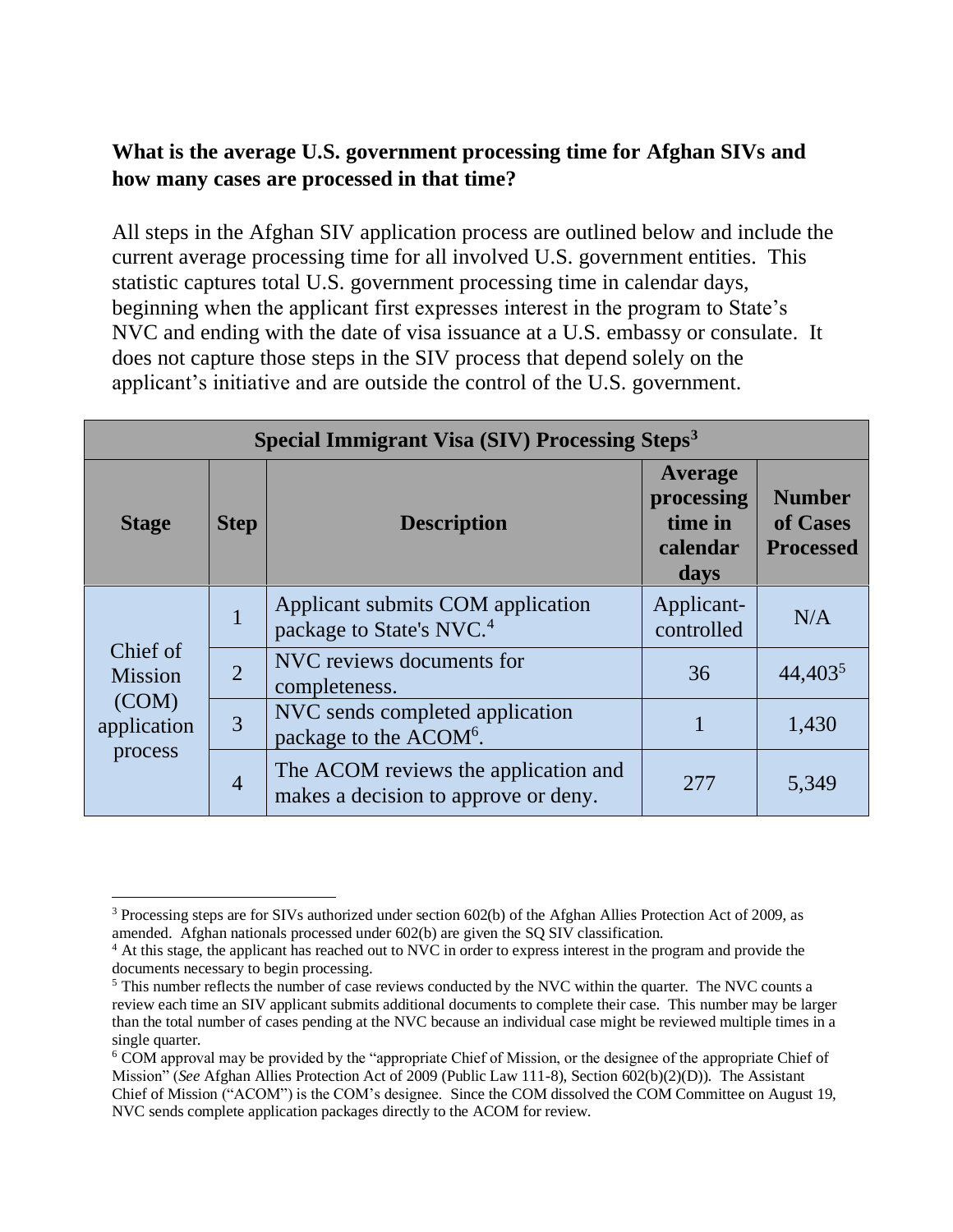**What is the average U.S. government processing time for Afghan SIVs and how many cases are processed in that time?**

All steps in the Afghan SIV application process are outlined below and include the current average processing time for all involved U.S. government entities. This statistic captures total U.S. government processing time in calendar days, beginning when the applicant first expresses interest in the program to State's NVC and ending with the date of visa issuance at a U.S. embassy or consulate. It does not capture those steps in the SIV process that depend solely on the applicant's initiative and are outside the control of the U.S. government.

| Special Immigrant Visa (SIV) Processing Steps[3] | | | | |
|---|---|---|---|---|
| **Stage** | **Step** | **Description** | **Average processing time in calendar days** | **Number of Cases Processed** |
| Chief of Mission (COM) application process | 1 | Applicant submits COM application package to State's NVC.[4] | Applicant-controlled | N/A |
| | 2 | NVC reviews documents for completeness. | 36 | 44,403[5] |
| | 3 | NVC sends completed application package to the ACOM[6]. | 1 | 1,430 |
| | 4 | The ACOM reviews the application and makes a decision to approve or deny. | 277 | 5,349 |

---

[3] Processing steps are for SIVs authorized under section 602(b) of the Afghan Allies Protection Act of 2009, as amended. Afghan nationals processed under 602(b) are given the SQ SIV classification.

[4] At this stage, the applicant has reached out to NVC in order to express interest in the program and provide the documents necessary to begin processing.

[5] This number reflects the number of case reviews conducted by the NVC within the quarter. The NVC counts a review each time an SIV applicant submits additional documents to complete their case. This number may be larger than the total number of cases pending at the NVC because an individual case might be reviewed multiple times in a single quarter.

[6] COM approval may be provided by the "appropriate Chief of Mission, or the designee of the appropriate Chief of Mission" (*See* Afghan Allies Protection Act of 2009 (Public Law 111-8), Section 602(b)(2)(D)). The Assistant Chief of Mission ("ACOM") is the COM's designee. Since the COM dissolved the COM Committee on August 19, NVC sends complete application packages directly to the ACOM for review.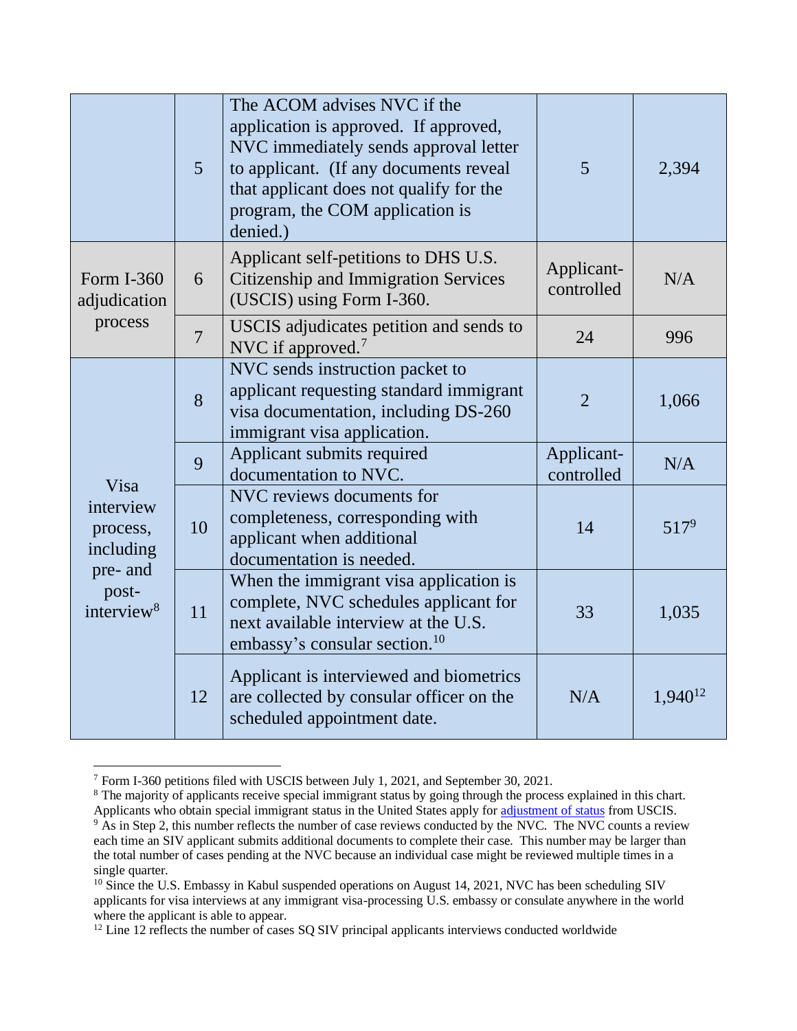| | | | | |
|---|---|---|---|---|
| | 5 | The ACOM advises NVC if the application is approved. If approved, NVC immediately sends approval letter to applicant. (If any documents reveal that applicant does not qualify for the program, the COM application is denied.) | 5 | 2,394 |
| Form I-360 adjudication process | 6 | Applicant self-petitions to DHS U.S. Citizenship and Immigration Services (USCIS) using Form I-360. | Applicant-controlled | N/A |
| | 7 | USCIS adjudicates petition and sends to NVC if approved.[7] | 24 | 996 |
| Visa interview process, including pre- and post-interview[8] | 8 | NVC sends instruction packet to applicant requesting standard immigrant visa documentation, including DS-260 immigrant visa application. | 2 | 1,066 |
| | 9 | Applicant submits required documentation to NVC. | Applicant-controlled | N/A |
| | 10 | NVC reviews documents for completeness, corresponding with applicant when additional documentation is needed. | 14 | 517[9] |
| | 11 | When the immigrant visa application is complete, NVC schedules applicant for next available interview at the U.S. embassy's consular section.[10] | 33 | 1,035 |
| | 12 | Applicant is interviewed and biometrics are collected by consular officer on the scheduled appointment date. | N/A | 1,940[12] |

[7] Form I-360 petitions filed with USCIS between July 1, 2021, and September 30, 2021.

[8] The majority of applicants receive special immigrant status by going through the process explained in this chart. Applicants who obtain special immigrant status in the United States apply for adjustment of status from USCIS.

[9] As in Step 2, this number reflects the number of case reviews conducted by the NVC. The NVC counts a review each time an SIV applicant submits additional documents to complete their case. This number may be larger than the total number of cases pending at the NVC because an individual case might be reviewed multiple times in a single quarter.

[10] Since the U.S. Embassy in Kabul suspended operations on August 14, 2021, NVC has been scheduling SIV applicants for visa interviews at any immigrant visa-processing U.S. embassy or consulate anywhere in the world where the applicant is able to appear.

[12] Line 12 reflects the number of cases SQ SIV principal applicants interviews conducted worldwide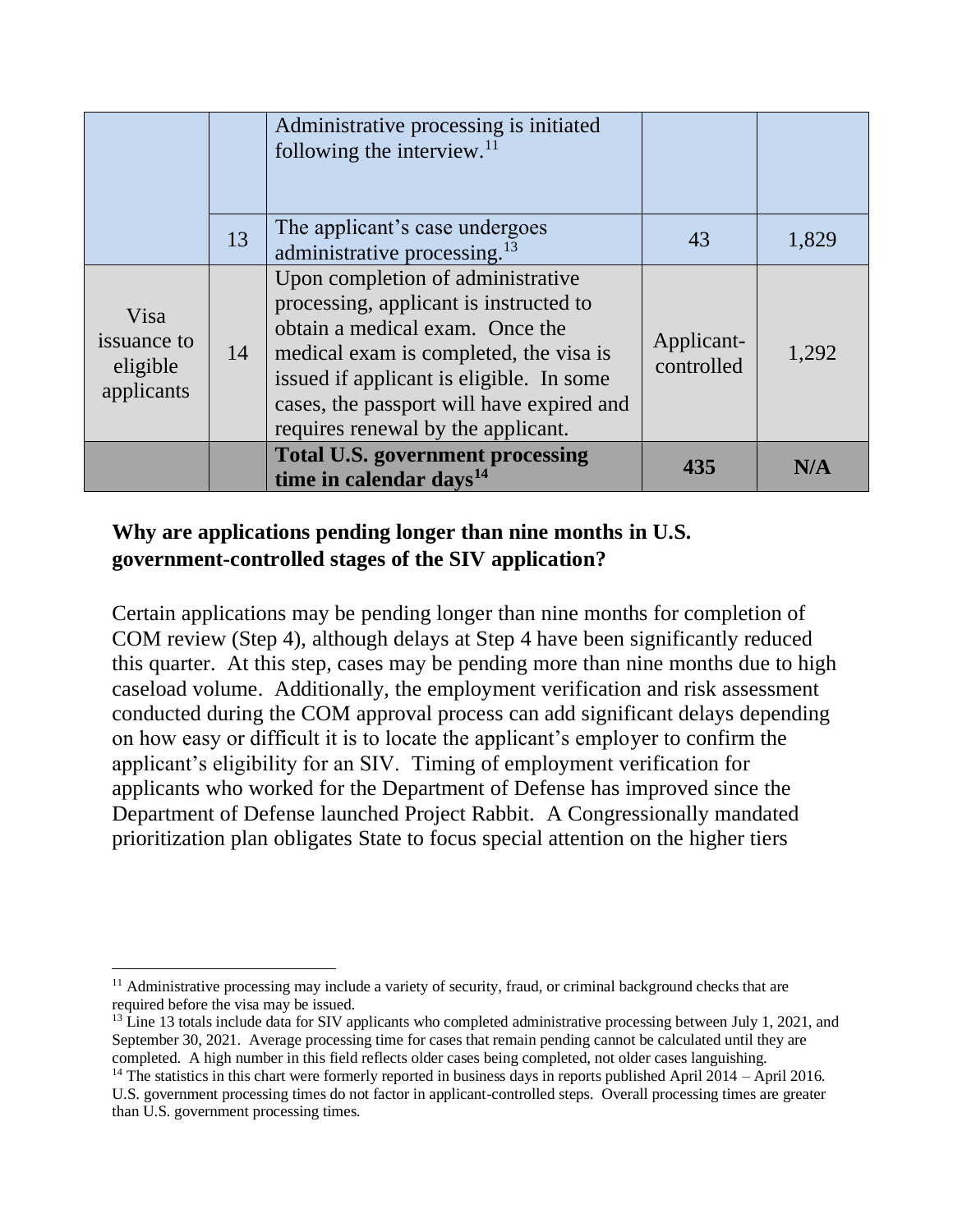| | | | | |
|---|---|---|---|---|
| | | Administrative processing is initiated following the interview.[11] | | |
| | 13 | The applicant's case undergoes administrative processing.[13] | 43 | 1,829 |
| Visa issuance to eligible applicants | 14 | Upon completion of administrative processing, applicant is instructed to obtain a medical exam. Once the medical exam is completed, the visa is issued if applicant is eligible. In some cases, the passport will have expired and requires renewal by the applicant. | Applicant-controlled | 1,292 |
| | | **Total U.S. government processing time in calendar days[14]** | **435** | **N/A** |

**Why are applications pending longer than nine months in U.S. government-controlled stages of the SIV application?**

Certain applications may be pending longer than nine months for completion of COM review (Step 4), although delays at Step 4 have been significantly reduced this quarter. At this step, cases may be pending more than nine months due to high caseload volume. Additionally, the employment verification and risk assessment conducted during the COM approval process can add significant delays depending on how easy or difficult it is to locate the applicant's employer to confirm the applicant's eligibility for an SIV. Timing of employment verification for applicants who worked for the Department of Defense has improved since the Department of Defense launched Project Rabbit. A Congressionally mandated prioritization plan obligates State to focus special attention on the higher tiers

[11] Administrative processing may include a variety of security, fraud, or criminal background checks that are required before the visa may be issued.

[13] Line 13 totals include data for SIV applicants who completed administrative processing between July 1, 2021, and September 30, 2021. Average processing time for cases that remain pending cannot be calculated until they are completed. A high number in this field reflects older cases being completed, not older cases languishing.

[14] The statistics in this chart were formerly reported in business days in reports published April 2014 – April 2016. U.S. government processing times do not factor in applicant-controlled steps. Overall processing times are greater than U.S. government processing times.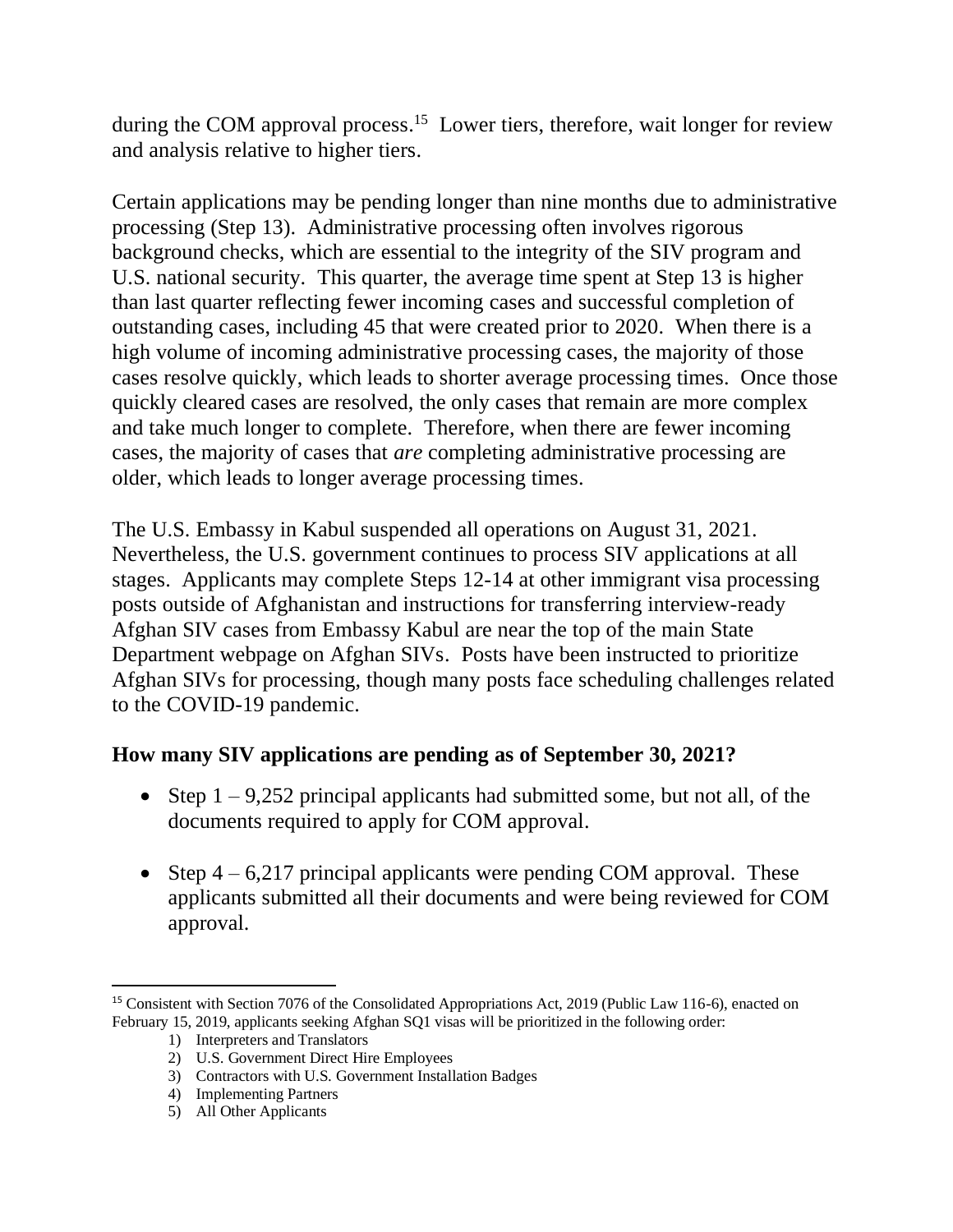during the COM approval process.[15] Lower tiers, therefore, wait longer for review and analysis relative to higher tiers.

Certain applications may be pending longer than nine months due to administrative processing (Step 13). Administrative processing often involves rigorous background checks, which are essential to the integrity of the SIV program and U.S. national security. This quarter, the average time spent at Step 13 is higher than last quarter reflecting fewer incoming cases and successful completion of outstanding cases, including 45 that were created prior to 2020. When there is a high volume of incoming administrative processing cases, the majority of those cases resolve quickly, which leads to shorter average processing times. Once those quickly cleared cases are resolved, the only cases that remain are more complex and take much longer to complete. Therefore, when there are fewer incoming cases, the majority of cases that *are* completing administrative processing are older, which leads to longer average processing times.

The U.S. Embassy in Kabul suspended all operations on August 31, 2021. Nevertheless, the U.S. government continues to process SIV applications at all stages. Applicants may complete Steps 12-14 at other immigrant visa processing posts outside of Afghanistan and instructions for transferring interview-ready Afghan SIV cases from Embassy Kabul are near the top of the main State Department webpage on Afghan SIVs. Posts have been instructed to prioritize Afghan SIVs for processing, though many posts face scheduling challenges related to the COVID-19 pandemic.

**How many SIV applications are pending as of September 30, 2021?**

- Step 1 – 9,252 principal applicants had submitted some, but not all, of the documents required to apply for COM approval.
- Step 4 – 6,217 principal applicants were pending COM approval. These applicants submitted all their documents and were being reviewed for COM approval.

---

[15] Consistent with Section 7076 of the Consolidated Appropriations Act, 2019 (Public Law 116-6), enacted on February 15, 2019, applicants seeking Afghan SQ1 visas will be prioritized in the following order:

1) Interpreters and Translators
2) U.S. Government Direct Hire Employees
3) Contractors with U.S. Government Installation Badges
4) Implementing Partners
5) All Other Applicants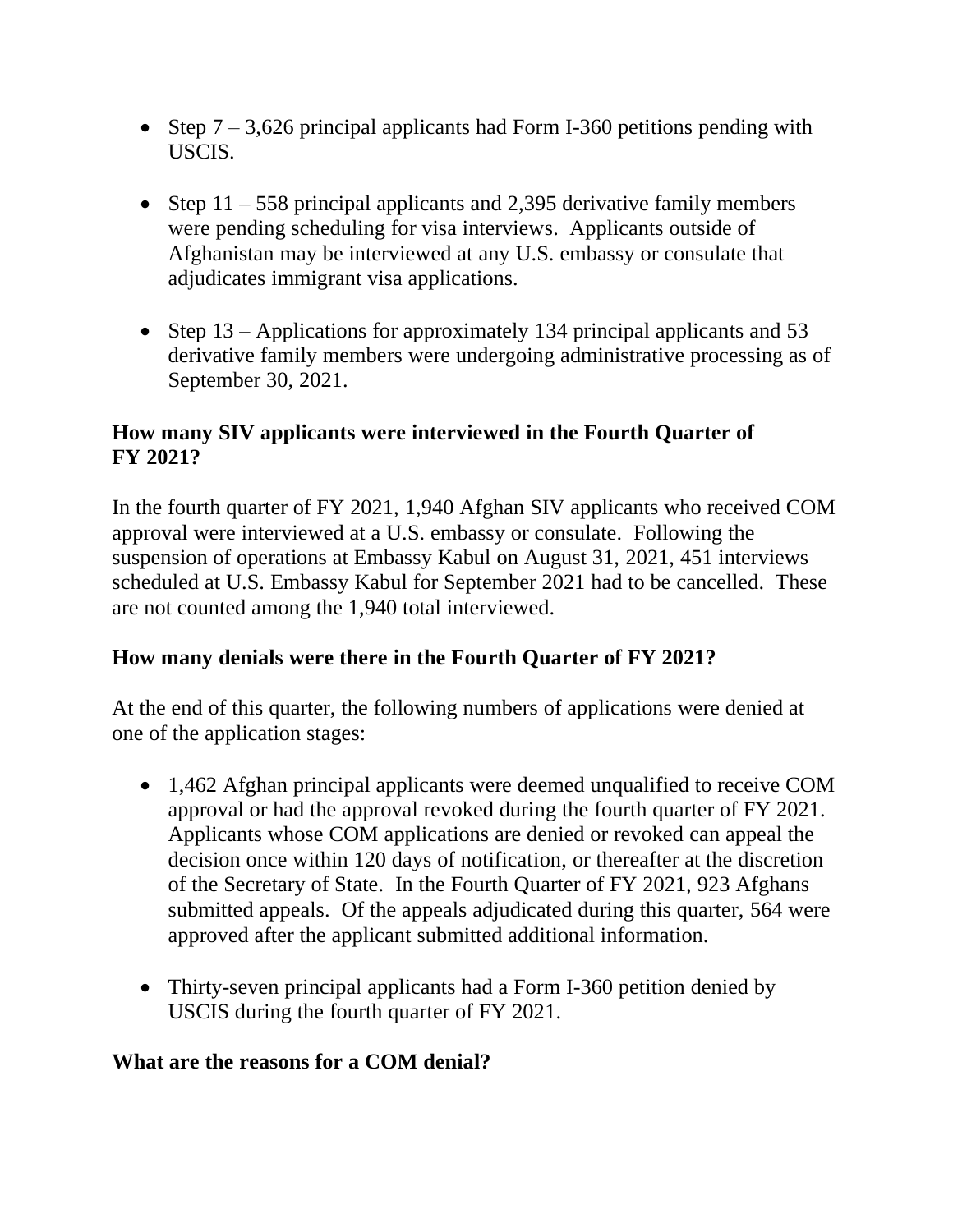- Step 7 – 3,626 principal applicants had Form I-360 petitions pending with USCIS.

- Step 11 – 558 principal applicants and 2,395 derivative family members were pending scheduling for visa interviews. Applicants outside of Afghanistan may be interviewed at any U.S. embassy or consulate that adjudicates immigrant visa applications.

- Step 13 – Applications for approximately 134 principal applicants and 53 derivative family members were undergoing administrative processing as of September 30, 2021.

**How many SIV applicants were interviewed in the Fourth Quarter of FY 2021?**

In the fourth quarter of FY 2021, 1,940 Afghan SIV applicants who received COM approval were interviewed at a U.S. embassy or consulate. Following the suspension of operations at Embassy Kabul on August 31, 2021, 451 interviews scheduled at U.S. Embassy Kabul for September 2021 had to be cancelled. These are not counted among the 1,940 total interviewed.

**How many denials were there in the Fourth Quarter of FY 2021?**

At the end of this quarter, the following numbers of applications were denied at one of the application stages:

- 1,462 Afghan principal applicants were deemed unqualified to receive COM approval or had the approval revoked during the fourth quarter of FY 2021. Applicants whose COM applications are denied or revoked can appeal the decision once within 120 days of notification, or thereafter at the discretion of the Secretary of State. In the Fourth Quarter of FY 2021, 923 Afghans submitted appeals. Of the appeals adjudicated during this quarter, 564 were approved after the applicant submitted additional information.

- Thirty-seven principal applicants had a Form I-360 petition denied by USCIS during the fourth quarter of FY 2021.

**What are the reasons for a COM denial?**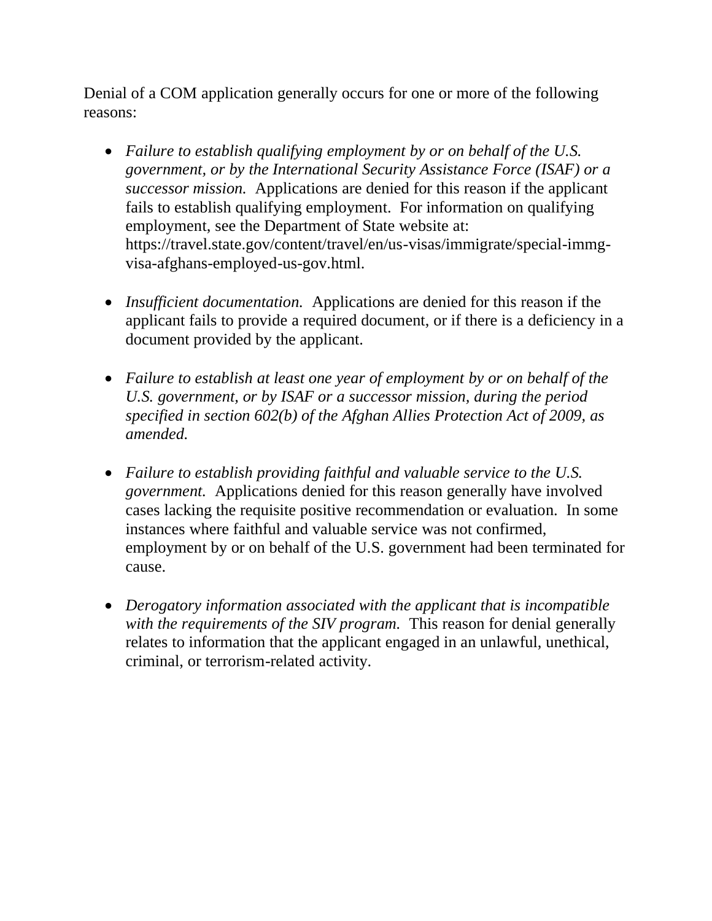Denial of a COM application generally occurs for one or more of the following reasons:

- *Failure to establish qualifying employment by or on behalf of the U.S. government, or by the International Security Assistance Force (ISAF) or a successor mission.* Applications are denied for this reason if the applicant fails to establish qualifying employment. For information on qualifying employment, see the Department of State website at: https://travel.state.gov/content/travel/en/us-visas/immigrate/special-immg-visa-afghans-employed-us-gov.html.

- *Insufficient documentation.* Applications are denied for this reason if the applicant fails to provide a required document, or if there is a deficiency in a document provided by the applicant.

- *Failure to establish at least one year of employment by or on behalf of the U.S. government, or by ISAF or a successor mission, during the period specified in section 602(b) of the Afghan Allies Protection Act of 2009, as amended.*

- *Failure to establish providing faithful and valuable service to the U.S. government.* Applications denied for this reason generally have involved cases lacking the requisite positive recommendation or evaluation. In some instances where faithful and valuable service was not confirmed, employment by or on behalf of the U.S. government had been terminated for cause.

- *Derogatory information associated with the applicant that is incompatible with the requirements of the SIV program.* This reason for denial generally relates to information that the applicant engaged in an unlawful, unethical, criminal, or terrorism-related activity.